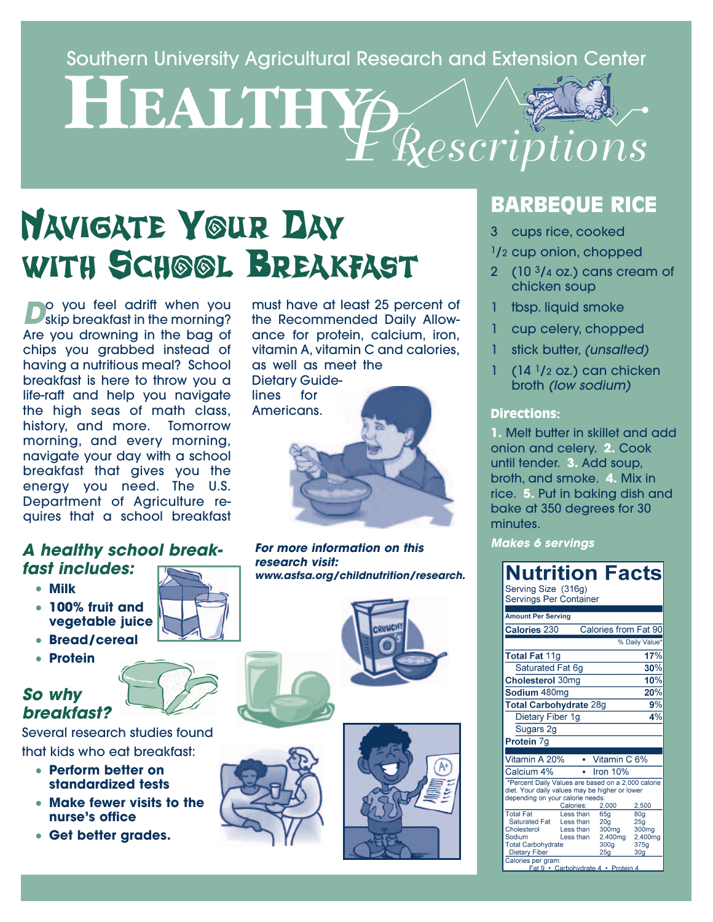Southern University Agricultural Research and Extension Center

# Healthy Prescriptions

## Navigate Your Day with School Breakfast

Do you feel adrift when you skip breakfast in the morning? Are you drowning in the bag of chips you grabbed instead of having a nutritious meal? School breakfast is here to throw you a life-raft and help you navigate the high seas of math class, history, and more. Tomorrow morning, and every morning, navigate your day with a school breakfast that gives you the energy you need. The U.S. Department of Agriculture requires that a school breakfast must have at least 25 percent of the Recommended Daily Allowance for protein, calcium, iron, vitamin A, vitamin C and calories, as well as meet the Dietary Guidelines for Americans.

### *A healthy school breakfast includes:*

- **Milk**
- **100% fruit and vegetable juice**
- **Bread/cereal**
- **Protein**

### *So why breakfast?*

Several research studies found that kids who eat breakfast:

- **Perform better on standardized tests**
- **Make fewer visits to the nurse's office**
- **Get better grades.**

***For more information on this research visit: www.asfsa.org/childnutrition/research.***

## BARBEQUE RICE

- 3 cups rice, cooked
- 1/2 cup onion, chopped
- 2 (10 3/4 oz.) cans cream of chicken soup
- 1 tbsp. liquid smoke
- 1 cup celery, chopped
- 1 stick butter, *(unsalted)*
- 1 (14 1/2 oz.) can chicken broth *(low sodium)*

**Directions:**

**1.** Melt butter in skillet and add onion and celery. **2.** Cook until tender. **3.** Add soup, broth, and smoke. **4.** Mix in rice. **5.** Put in baking dish and bake at 350 degrees for 30 minutes.

***Makes 6 servings***

**Nutrition Facts**

Serving Size (316g)
Servings Per Container

| Amount Per Serving | |
|---|---|
| **Calories** 230 | Calories from Fat 90 |
| | % Daily Value* |
| **Total Fat** 11g | **17%** |
| Saturated Fat 6g | **30%** |
| **Cholesterol** 30mg | **10%** |
| **Sodium** 480mg | **20%** |
| **Total Carbohydrate** 28g | **9%** |
| Dietary Fiber 1g | **4%** |
| Sugars 2g | |
| **Protein** 7g | |
| Vitamin A 20% | Vitamin C 6% |
| Calcium 4% | Iron 10% |

*Percent Daily Values are based on a 2,000 calorie diet. Your daily values may be higher or lower depending on your calorie needs:

| | Calories: | 2,000 | 2,500 |
|---|---|---|---|
| Total Fat | Less than | 65g | 80g |
| Saturated Fat | Less than | 20g | 25g |
| Cholesterol | Less than | 300mg | 300mg |
| Sodium | Less than | 2,400mg | 2,400mg |
| Total Carbohydrate | | 300g | 375g |
| Dietary Fiber | | 25g | 30g |

Calories per gram:
Fat 9 • Carbohydrate 4 • Protein 4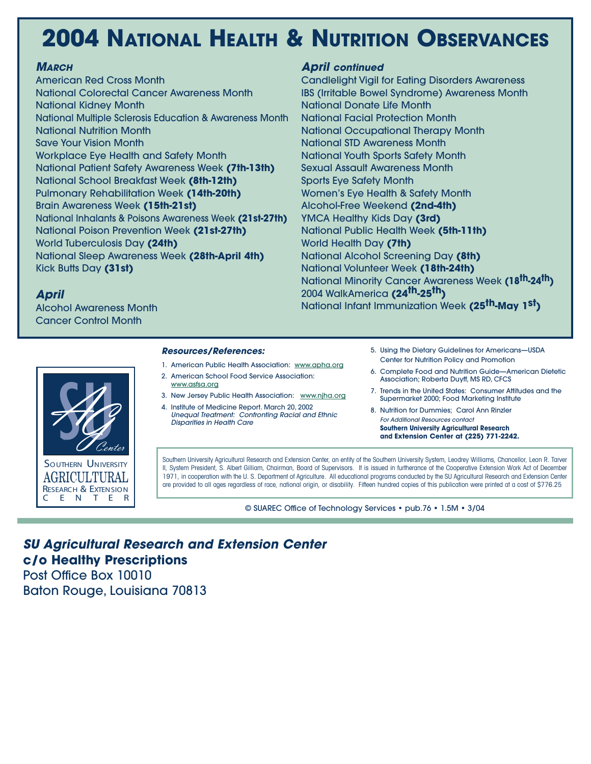# 2004 National Health & Nutrition Observances

### *March*

American Red Cross Month
National Colorectal Cancer Awareness Month
National Kidney Month
National Multiple Sclerosis Education & Awareness Month
National Nutrition Month
Save Your Vision Month
Workplace Eye Health and Safety Month
National Patient Safety Awareness Week **(7th-13th)**
National School Breakfast Week **(8th-12th)**
Pulmonary Rehabilitation Week **(14th-20th)**
Brain Awareness Week **(15th-21st)**
National Inhalants & Poisons Awareness Week **(21st-27th)**
National Poison Prevention Week **(21st-27th)**
World Tuberculosis Day **(24th)**
National Sleep Awareness Week **(28th-April 4th)**
Kick Butts Day **(31st)**

### *April*

Alcohol Awareness Month
Cancer Control Month

### *April continued*

Candlelight Vigil for Eating Disorders Awareness
IBS (Irritable Bowel Syndrome) Awareness Month
National Donate Life Month
National Facial Protection Month
National Occupational Therapy Month
National STD Awareness Month
National Youth Sports Safety Month
Sexual Assault Awareness Month
Sports Eye Safety Month
Women's Eye Health & Safety Month
Alcohol-Free Weekend **(2nd-4th)**
YMCA Healthy Kids Day **(3rd)**
National Public Health Week **(5th-11th)**
World Health Day **(7th)**
National Alcohol Screening Day **(8th)**
National Volunteer Week **(18th-24th)**
National Minority Cancer Awareness Week **(18th-24th)**
2004 WalkAmerica **(24th-25th)**
National Infant Immunization Week **(25th-May 1st)**

Southern University AGRICULTURAL Research & Extension CENTER

***Resources/References:***

1. American Public Health Association: www.apha.org
2. American School Food Service Association: www.asfsa.org
3. New Jersey Public Health Association: www.njha.org
4. Institute of Medicine Report. March 20, 2002 *Unequal Treatment: Confronting Racial and Ethnic Disparities in Health Care*
5. Using the Dietary Guidelines for Americans—USDA Center for Nutrition Policy and Promotion
6. Complete Food and Nutrition Guide—American Dietetic Association; Roberta Duyff, MS RD, CFCS
7. Trends in the United States: Consumer Attitudes and the Supermarket 2000; Food Marketing Institute
8. Nutrition for Dummies; Carol Ann Rinzler

*For Additional Resources contact*
**Southern University Agricultural Research and Extension Center at (225) 771-2242.**

Southern University Agricultural Research and Extension Center, an entity of the Southern University System, Leodrey Williams, Chancellor, Leon R. Tarver II, System President, S. Albert Gilliam, Chairman, Board of Supervisors. It is issued in furtherance of the Cooperative Extension Work Act of December 1971, in cooperation with the U. S. Department of Agriculture. All educational programs conducted by the SU Agricultural Research and Extension Center are provided to all ages regardless of race, national origin, or disability. Fifteen hundred copies of this publication were printed at a cost of $776.25

© SUAREC Office of Technology Services • pub.76 • 1.5M • 3/04

***SU Agricultural Research and Extension Center***
**c/o Healthy Prescriptions**
Post Office Box 10010
Baton Rouge, Louisiana 70813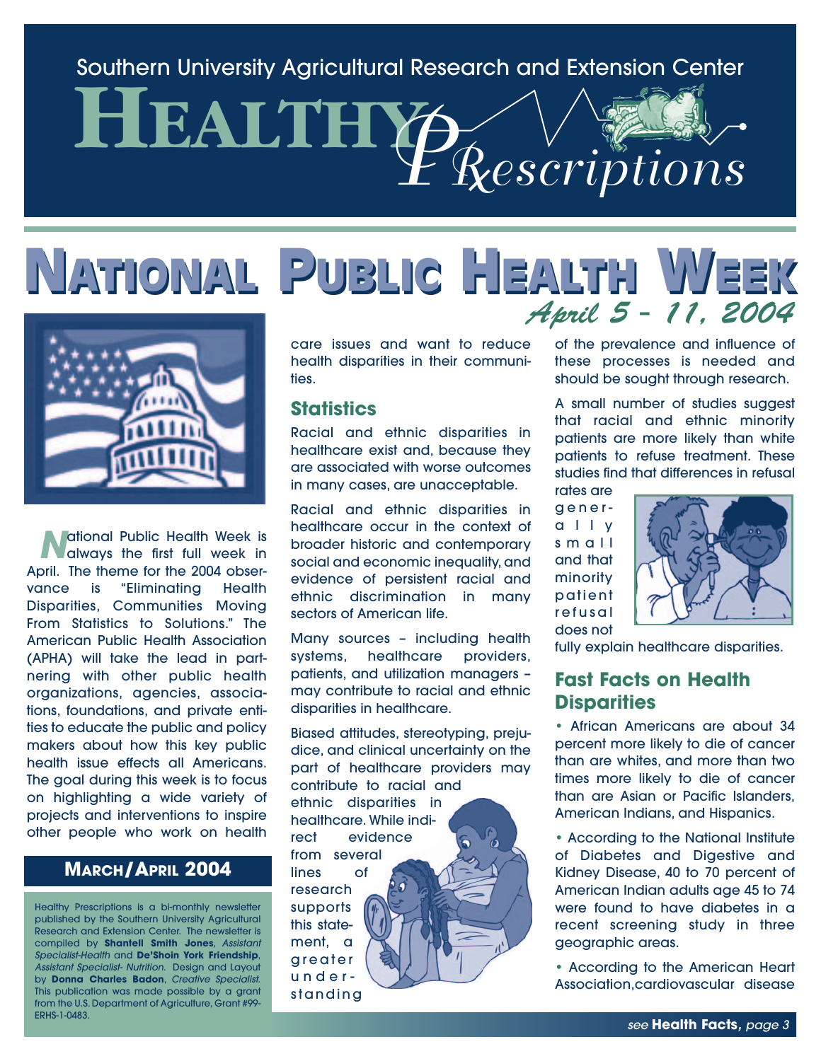Southern University Agricultural Research and Extension Center

# HEALTHY PRescriptions

## NATIONAL PUBLIC HEALTH WEEK

*April 5 – 11, 2004*

National Public Health Week is always the first full week in April. The theme for the 2004 observance is "Eliminating Health Disparities, Communities Moving From Statistics to Solutions." The American Public Health Association (APHA) will take the lead in partnering with other public health organizations, agencies, associations, foundations, and private entities to educate the public and policy makers about how this key public health issue effects all Americans. The goal during this week is to focus on highlighting a wide variety of projects and interventions to inspire other people who work on health care issues and want to reduce health disparities in their communities.

### Statistics

Racial and ethnic disparities in healthcare exist and, because they are associated with worse outcomes in many cases, are unacceptable.

Racial and ethnic disparities in healthcare occur in the context of broader historic and contemporary social and economic inequality, and evidence of persistent racial and ethnic discrimination in many sectors of American life.

Many sources – including health systems, healthcare providers, patients, and utilization managers – may contribute to racial and ethnic disparities in healthcare.

Biased attitudes, stereotyping, prejudice, and clinical uncertainty on the part of healthcare providers may contribute to racial and ethnic disparities in healthcare. While indirect evidence from several lines of research supports this statement, a greater understanding of the prevalence and influence of these processes is needed and should be sought through research.

A small number of studies suggest that racial and ethnic minority patients are more likely than white patients to refuse treatment. These studies find that differences in refusal rates are generally small and that minority patient refusal does not fully explain healthcare disparities.

### Fast Facts on Health Disparities

- African Americans are about 34 percent more likely to die of cancer than are whites, and more than two times more likely to die of cancer than are Asian or Pacific Islanders, American Indians, and Hispanics.
- According to the National Institute of Diabetes and Digestive and Kidney Disease, 40 to 70 percent of American Indian adults age 45 to 74 were found to have diabetes in a recent screening study in three geographic areas.
- According to the American Heart Association,cardiovascular disease

*see* **Health Facts,** *page 3*

**MARCH/APRIL 2004**

Healthy Prescriptions is a bi-monthly newsletter published by the Southern University Agricultural Research and Extension Center. The newsletter is compiled by **Shantell Smith Jones**, *Assistant Specialist-Health* and **De'Shoin York Friendship**, *Assistant Specialist- Nutrition.* Design and Layout by **Donna Charles Badon**, *Creative Specialist.* This publication was made possible by a grant from the U.S. Department of Agriculture, Grant #99-ERHS-1-0483.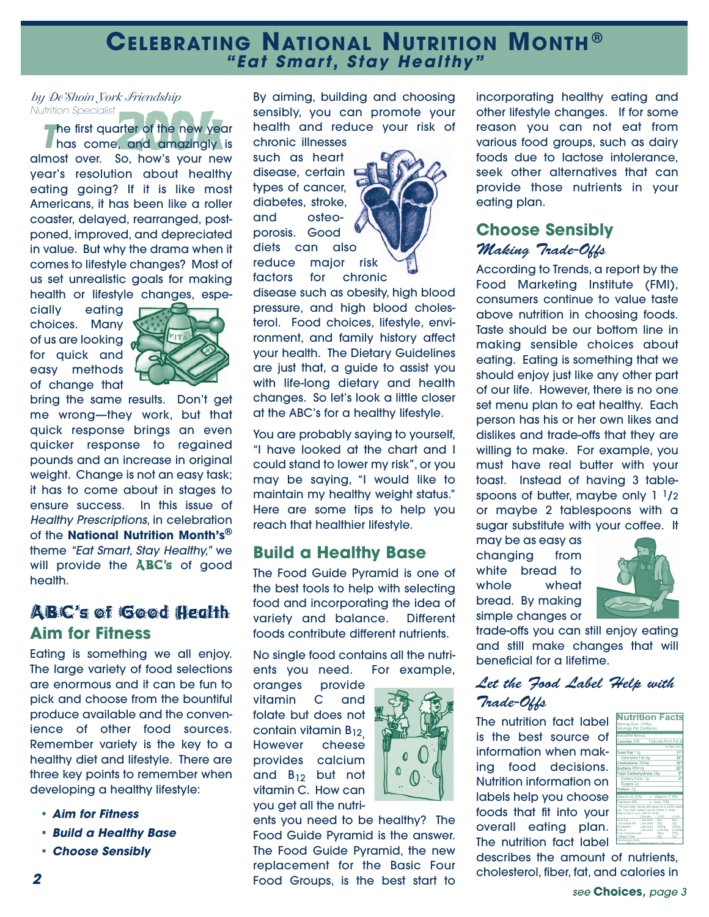# Celebrating National Nutrition Month®

## *"Eat Smart, Stay Healthy"*

*by De'Shoin York Friendship*
*Nutrition Specialist*

The first quarter of the new year has come, and amazingly is almost over. So, how's your new year's resolution about healthy eating going? If it is like most Americans, it has been like a roller coaster, delayed, rearranged, postponed, improved, and depreciated in value. But why the drama when it comes to lifestyle changes? Most of us set unrealistic goals for making health or lifestyle changes, especially eating choices. Many of us are looking for quick and easy methods of change that bring the same results. Don't get me wrong—they work, but that quick response brings an even quicker response to regained pounds and an increase in original weight. Change is not an easy task; it has to come about in stages to ensure success. In this issue of *Healthy Prescriptions*, in celebration of the **National Nutrition Month's®** theme *"Eat Smart, Stay Healthy,"* we will provide the **ABC's** of good health.

## ABC's of Good Health

### Aim for Fitness

Eating is something we all enjoy. The large variety of food selections are enormous and it can be fun to pick and choose from the bountiful produce available and the convenience of other food sources. Remember variety is the key to a healthy diet and lifestyle. There are three key points to remember when developing a healthy lifestyle:

- ***Aim for Fitness***
- ***Build a Healthy Base***
- ***Choose Sensibly***

By aiming, building and choosing sensibly, you can promote your health and reduce your risk of chronic illnesses such as heart disease, certain types of cancer, diabetes, stroke, and osteoporosis. Good diets can also reduce major risk factors for chronic disease such as obesity, high blood pressure, and high blood cholesterol. Food choices, lifestyle, environment, and family history affect your health. The Dietary Guidelines are just that, a guide to assist you with life-long dietary and health changes. So let's look a little closer at the ABC's for a healthy lifestyle.

You are probably saying to yourself, "I have looked at the chart and I could stand to lower my risk", or you may be saying, "I would like to maintain my healthy weight status." Here are some tips to help you reach that healthier lifestyle.

### Build a Healthy Base

The Food Guide Pyramid is one of the best tools to help with selecting food and incorporating the idea of variety and balance. Different foods contribute different nutrients.

No single food contains all the nutrients you need. For example, oranges provide vitamin C and folate but does not contain vitamin $B_{12}$. However cheese provides calcium and $B_{12}$ but not vitamin C. How can you get all the nutrients you need to be healthy? The Food Guide Pyramid is the answer. The Food Guide Pyramid, the new replacement for the Basic Four Food Groups, is the best start to incorporating healthy eating and other lifestyle changes. If for some reason you can not eat from various food groups, such as dairy foods due to lactose intolerance, seek other alternatives that can provide those nutrients in your eating plan.

### Choose Sensibly

#### *Making Trade-Offs*

According to Trends, a report by the Food Marketing Institute (FMI), consumers continue to value taste above nutrition in choosing foods. Taste should be our bottom line in making sensible choices about eating. Eating is something that we should enjoy just like any other part of our life. However, there is no one set menu plan to eat healthy. Each person has his or her own likes and dislikes and trade-offs that they are willing to make. For example, you must have real butter with your toast. Instead of having 3 tablespoons of butter, maybe only 1 1/2 or maybe 2 tablespoons with a sugar substitute with your coffee. It may be as easy as changing from white bread to whole wheat bread. By making simple changes or trade-offs you can still enjoy eating and still make changes that will beneficial for a lifetime.

#### *Let the Food Label Help with Trade-Offs*

The nutrition fact label is the best source of information when making food decisions. Nutrition information on labels help you choose foods that fit into your overall eating plan. The nutrition fact label describes the amount of nutrients, cholesterol, fiber, fat, and calories in

*see* **Choices,** *page 3*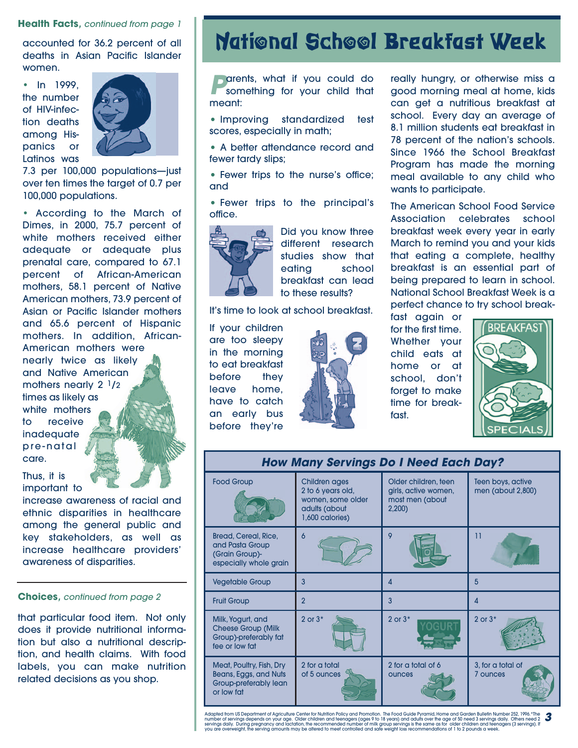**Health Facts,** *continued from page 1*

accounted for 36.2 percent of all deaths in Asian Pacific Islander women.

- In 1999, the number of HIV-infection deaths among Hispanics or Latinos was 7.3 per 100,000 populations—just over ten times the target of 0.7 per 100,000 populations.

- According to the March of Dimes, in 2000, 75.7 percent of white mothers received either adequate or adequate plus prenatal care, compared to 67.1 percent of African-American mothers, 58.1 percent of Native American mothers, 73.9 percent of Asian or Pacific Islander mothers and 65.6 percent of Hispanic mothers. In addition, African-American mothers were nearly twice as likely and Native American mothers nearly 2 1/2 times as likely as white mothers to receive inadequate pre-natal care.

Thus, it is important to increase awareness of racial and ethnic disparities in healthcare among the general public and key stakeholders, as well as increase healthcare providers' awareness of disparities.

**Choices,** *continued from page 2*

that particular food item. Not only does it provide nutritional information but also a nutritional description, and health claims. With food labels, you can make nutrition related decisions as you shop.

# National School Breakfast Week

Parents, what if you could do something for your child that meant:

- Improving standardized test scores, especially in math;
- A better attendance record and fewer tardy slips;
- Fewer trips to the nurse's office; and
- Fewer trips to the principal's office.

Did you know three different research studies show that eating school breakfast can lead to these results?

It's time to look at school breakfast.

If your children are too sleepy in the morning to eat breakfast before they leave home, have to catch an early bus before they're really hungry, or otherwise miss a good morning meal at home, kids can get a nutritious breakfast at school. Every day an average of 8.1 million students eat breakfast in 78 percent of the nation's schools. Since 1966 the School Breakfast Program has made the morning meal available to any child who wants to participate.

The American School Food Service Association celebrates school breakfast week every year in early March to remind you and your kids that eating a complete, healthy breakfast is an essential part of being prepared to learn in school. National School Breakfast Week is a perfect chance to try school breakfast again or for the first time. Whether your child eats at home or at school, don't forget to make time for breakfast.

### How Many Servings Do I Need Each Day?

| Food Group | Children ages 2 to 6 years old, women, some older adults (about 1,600 calories) | Older children, teen girls, active women, most men (about 2,200) | Teen boys, active men (about 2,800) |
|---|---|---|---|
| Bread, Cereal, Rice, and Pasta Group (Grain Group)-especially whole grain | 6 | 9 | 11 |
| Vegetable Group | 3 | 4 | 5 |
| Fruit Group | 2 | 3 | 4 |
| Milk, Yogurt, and Cheese Group (Milk Group)-preferably fat fee or low fat | 2 or 3* | 2 or 3* | 2 or 3* |
| Meat, Poultry, Fish, Dry Beans, Eggs, and Nuts Group-preferably lean or low fat | 2 for a total of 5 ounces | 2 for a total of 6 ounces | 3, for a total of 7 ounces |

Adapted from US Department of Agriculture Center for Nutrition Policy and Promotion. The Food Guide Pyramid, Home and Garden Bulletin Number 252, 1996. *The number of servings depends on your age. Older children and teenagers (ages 9 to 18 years) and adults over the age of 50 need 3 servings daily. Others need 2 servings daily. During pregnancy and lactation, the recommended number of milk group servings is the same as for older children and teenagers (3 servings). If you are overweight, the serving amounts may be altered to meet controlled and safe weight loss recommendations of 1 to 2 pounds a week.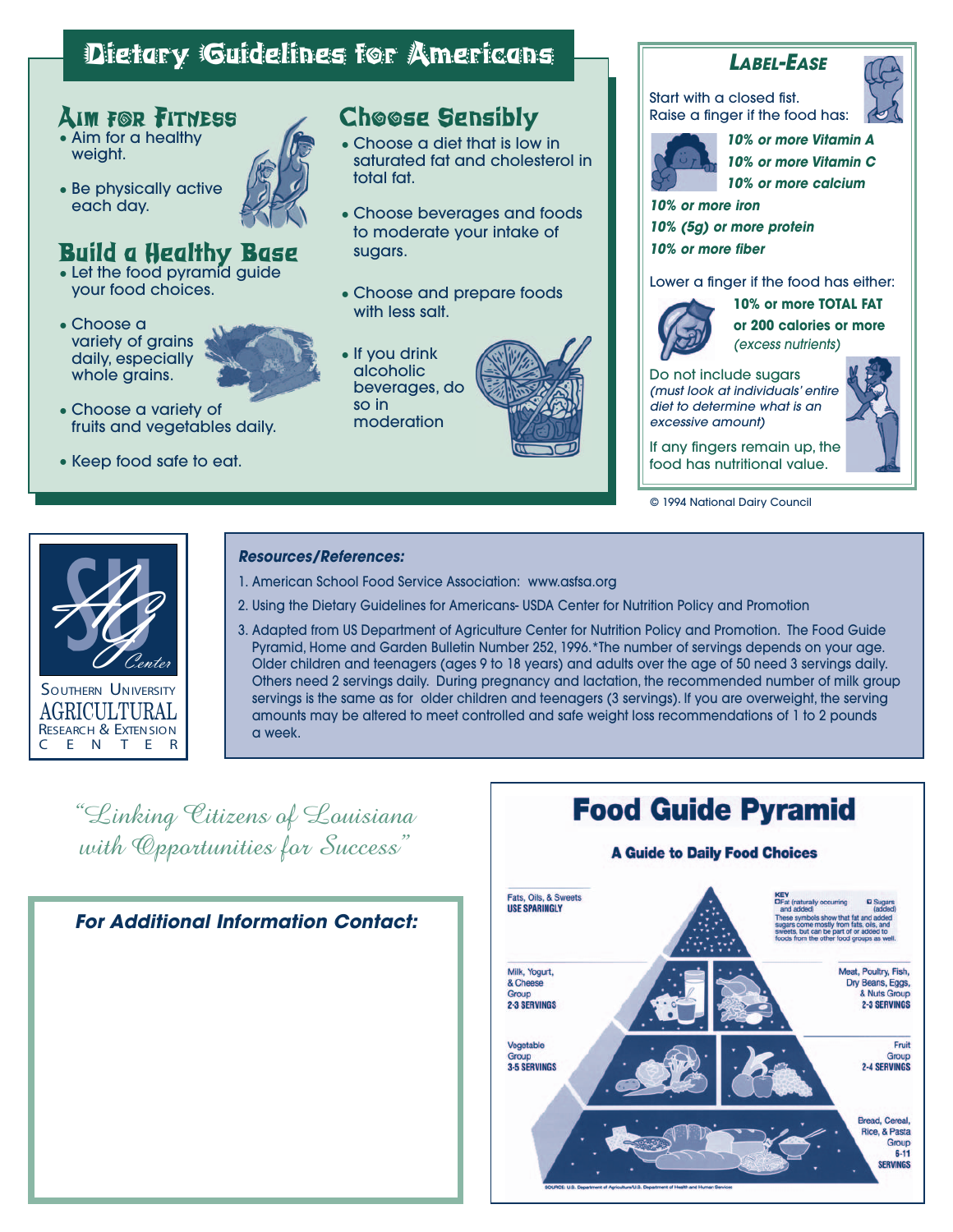# Dietary Guidelines for Americans

## Aim for Fitness

- Aim for a healthy weight.
- Be physically active each day.

## Build a Healthy Base

- Let the food pyramid guide your food choices.
- Choose a variety of grains daily, especially whole grains.
- Choose a variety of fruits and vegetables daily.
- Keep food safe to eat.

## Choose Sensibly

- Choose a diet that is low in saturated fat and cholesterol in total fat.
- Choose beverages and foods to moderate your intake of sugars.
- Choose and prepare foods with less salt.
- If you drink alcoholic beverages, do so in moderation

## *Label-Ease*

Start with a closed fist.
Raise a finger if the food has:

***10% or more Vitamin A***
***10% or more Vitamin C***
***10% or more calcium***
***10% or more iron***
***10% (5g) or more protein***
***10% or more fiber***

Lower a finger if the food has either:

**10% or more TOTAL FAT**
**or 200 calories or more**
*(excess nutrients)*

Do not include sugars
*(must look at individuals' entire diet to determine what is an excessive amount)*

If any fingers remain up, the food has nutritional value.

© 1994 National Dairy Council

SU AG Center
Southern University
AGRICULTURAL
Research & Extension
C E N T E R

***Resources/References:***

1. American School Food Service Association: www.asfsa.org
2. Using the Dietary Guidelines for Americans- USDA Center for Nutrition Policy and Promotion
3. Adapted from US Department of Agriculture Center for Nutrition Policy and Promotion. The Food Guide Pyramid, Home and Garden Bulletin Number 252, 1996.*The number of servings depends on your age. Older children and teenagers (ages 9 to 18 years) and adults over the age of 50 need 3 servings daily. Others need 2 servings daily. During pregnancy and lactation, the recommended number of milk group servings is the same as for older children and teenagers (3 servings). If you are overweight, the serving amounts may be altered to meet controlled and safe weight loss recommendations of 1 to 2 pounds a week.

*"Linking Citizens of Louisiana with Opportunities for Success"*

***For Additional Information Contact:***

## Food Guide Pyramid

**A Guide to Daily Food Choices**

Fats, Oils, & Sweets
USE SPARINGLY

KEY
Fat (naturally occurring and added)
Sugars (added)
These symbols show that fat and added sugars come mostly from fats, oils, and sweets, but can be part of or added to foods from the other food groups as well.

Milk, Yogurt, & Cheese Group
2-3 SERVINGS

Meat, Poultry, Fish, Dry Beans, Eggs, & Nuts Group
2-3 SERVINGS

Vegetable Group
3-5 SERVINGS

Fruit Group
2-4 SERVINGS

Bread, Cereal, Rice, & Pasta Group
6-11 SERVINGS

SOURCE: U.S. Department of Agriculture/U.S. Department of Health and Human Services